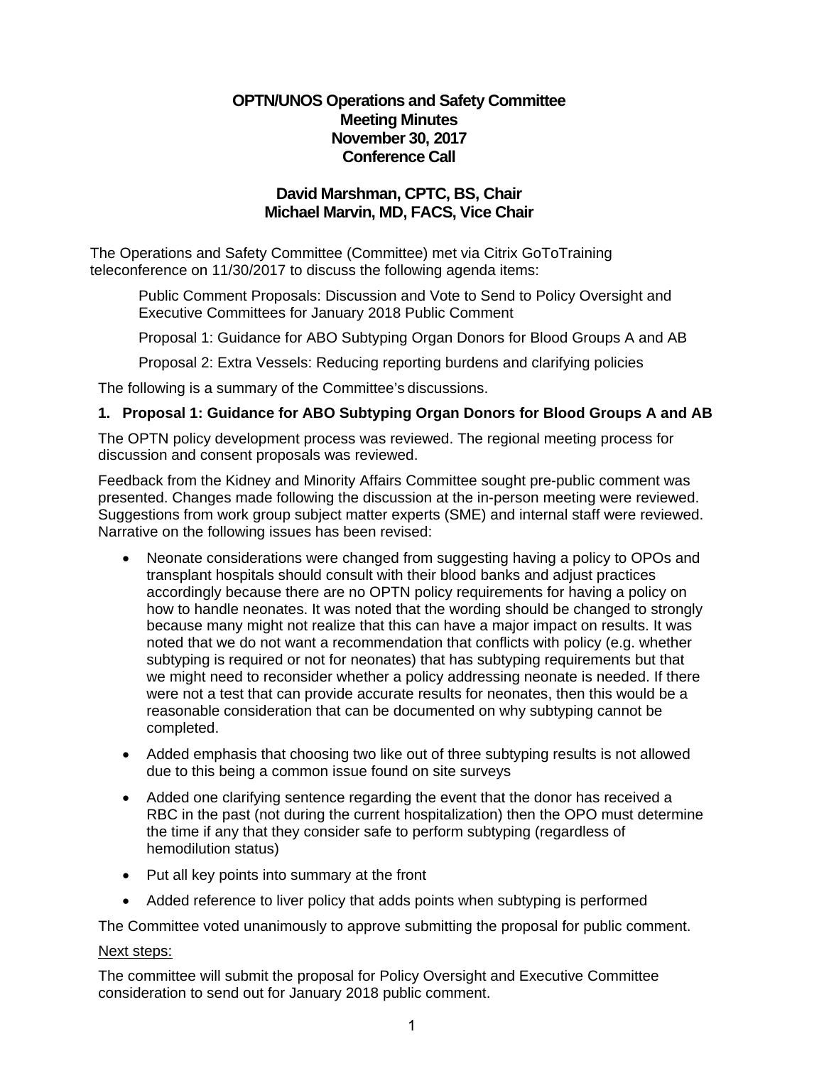**OPTN/UNOS Operations and Safety Committee**
**Meeting Minutes**
**November 30, 2017**
**Conference Call**

**David Marshman, CPTC, BS, Chair**
**Michael Marvin, MD, FACS, Vice Chair**

The Operations and Safety Committee (Committee) met via Citrix GoToTraining teleconference on 11/30/2017 to discuss the following agenda items:

Public Comment Proposals: Discussion and Vote to Send to Policy Oversight and Executive Committees for January 2018 Public Comment

Proposal 1: Guidance for ABO Subtyping Organ Donors for Blood Groups A and AB

Proposal 2: Extra Vessels: Reducing reporting burdens and clarifying policies

The following is a summary of the Committee's discussions.

## 1. Proposal 1: Guidance for ABO Subtyping Organ Donors for Blood Groups A and AB

The OPTN policy development process was reviewed. The regional meeting process for discussion and consent proposals was reviewed.

Feedback from the Kidney and Minority Affairs Committee sought pre-public comment was presented. Changes made following the discussion at the in-person meeting were reviewed. Suggestions from work group subject matter experts (SME) and internal staff were reviewed. Narrative on the following issues has been revised:

- Neonate considerations were changed from suggesting having a policy to OPOs and transplant hospitals should consult with their blood banks and adjust practices accordingly because there are no OPTN policy requirements for having a policy on how to handle neonates. It was noted that the wording should be changed to strongly because many might not realize that this can have a major impact on results. It was noted that we do not want a recommendation that conflicts with policy (e.g. whether subtyping is required or not for neonates) that has subtyping requirements but that we might need to reconsider whether a policy addressing neonate is needed. If there were not a test that can provide accurate results for neonates, then this would be a reasonable consideration that can be documented on why subtyping cannot be completed.
- Added emphasis that choosing two like out of three subtyping results is not allowed due to this being a common issue found on site surveys
- Added one clarifying sentence regarding the event that the donor has received a RBC in the past (not during the current hospitalization) then the OPO must determine the time if any that they consider safe to perform subtyping (regardless of hemodilution status)
- Put all key points into summary at the front
- Added reference to liver policy that adds points when subtyping is performed

The Committee voted unanimously to approve submitting the proposal for public comment.

Next steps:

The committee will submit the proposal for Policy Oversight and Executive Committee consideration to send out for January 2018 public comment.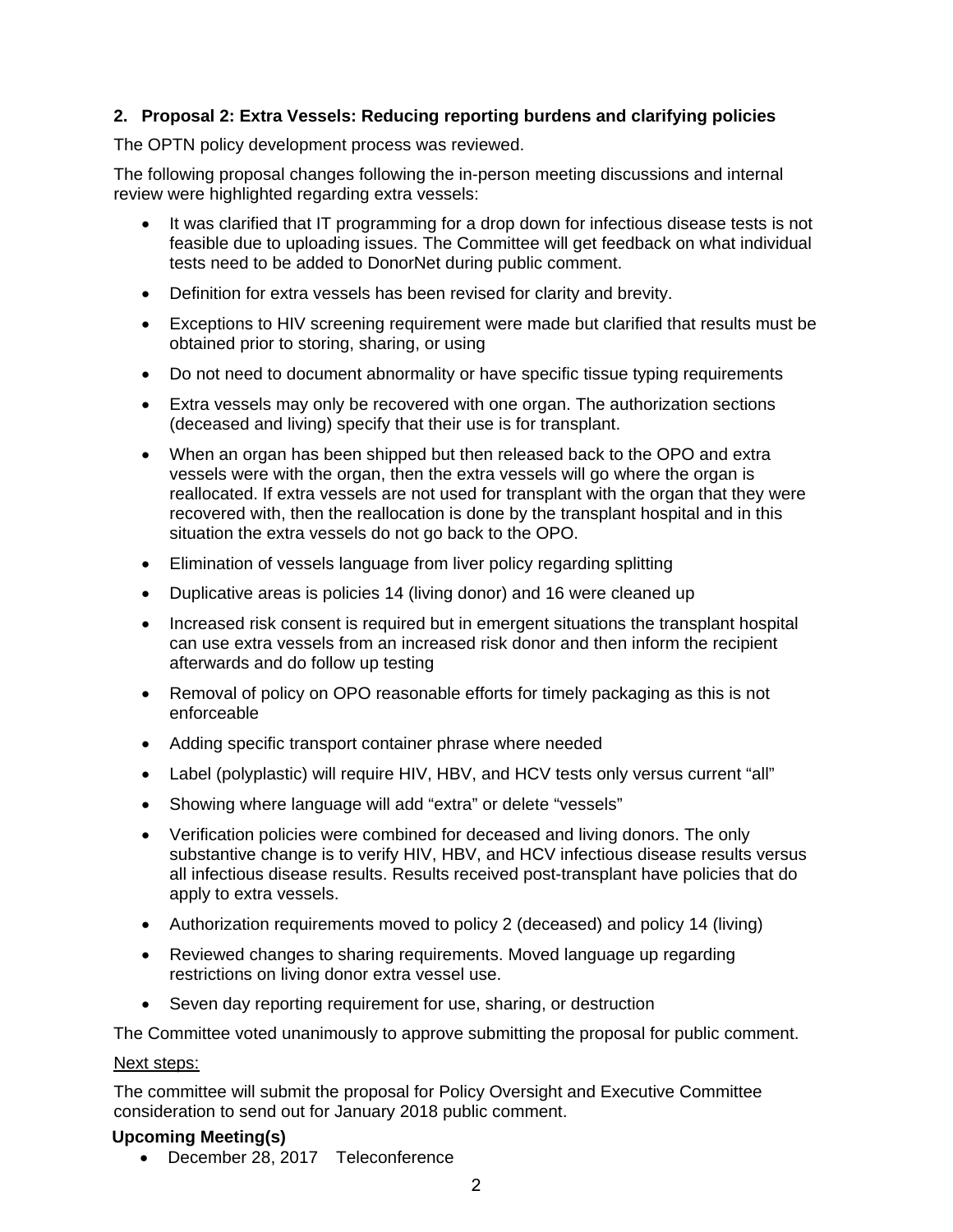## 2. Proposal 2: Extra Vessels: Reducing reporting burdens and clarifying policies

The OPTN policy development process was reviewed.

The following proposal changes following the in-person meeting discussions and internal review were highlighted regarding extra vessels:

- It was clarified that IT programming for a drop down for infectious disease tests is not feasible due to uploading issues. The Committee will get feedback on what individual tests need to be added to DonorNet during public comment.
- Definition for extra vessels has been revised for clarity and brevity.
- Exceptions to HIV screening requirement were made but clarified that results must be obtained prior to storing, sharing, or using
- Do not need to document abnormality or have specific tissue typing requirements
- Extra vessels may only be recovered with one organ. The authorization sections (deceased and living) specify that their use is for transplant.
- When an organ has been shipped but then released back to the OPO and extra vessels were with the organ, then the extra vessels will go where the organ is reallocated. If extra vessels are not used for transplant with the organ that they were recovered with, then the reallocation is done by the transplant hospital and in this situation the extra vessels do not go back to the OPO.
- Elimination of vessels language from liver policy regarding splitting
- Duplicative areas is policies 14 (living donor) and 16 were cleaned up
- Increased risk consent is required but in emergent situations the transplant hospital can use extra vessels from an increased risk donor and then inform the recipient afterwards and do follow up testing
- Removal of policy on OPO reasonable efforts for timely packaging as this is not enforceable
- Adding specific transport container phrase where needed
- Label (polyplastic) will require HIV, HBV, and HCV tests only versus current "all"
- Showing where language will add "extra" or delete "vessels"
- Verification policies were combined for deceased and living donors. The only substantive change is to verify HIV, HBV, and HCV infectious disease results versus all infectious disease results. Results received post-transplant have policies that do apply to extra vessels.
- Authorization requirements moved to policy 2 (deceased) and policy 14 (living)
- Reviewed changes to sharing requirements. Moved language up regarding restrictions on living donor extra vessel use.
- Seven day reporting requirement for use, sharing, or destruction

The Committee voted unanimously to approve submitting the proposal for public comment.

Next steps:

The committee will submit the proposal for Policy Oversight and Executive Committee consideration to send out for January 2018 public comment.

**Upcoming Meeting(s)**

- December 28, 2017 Teleconference